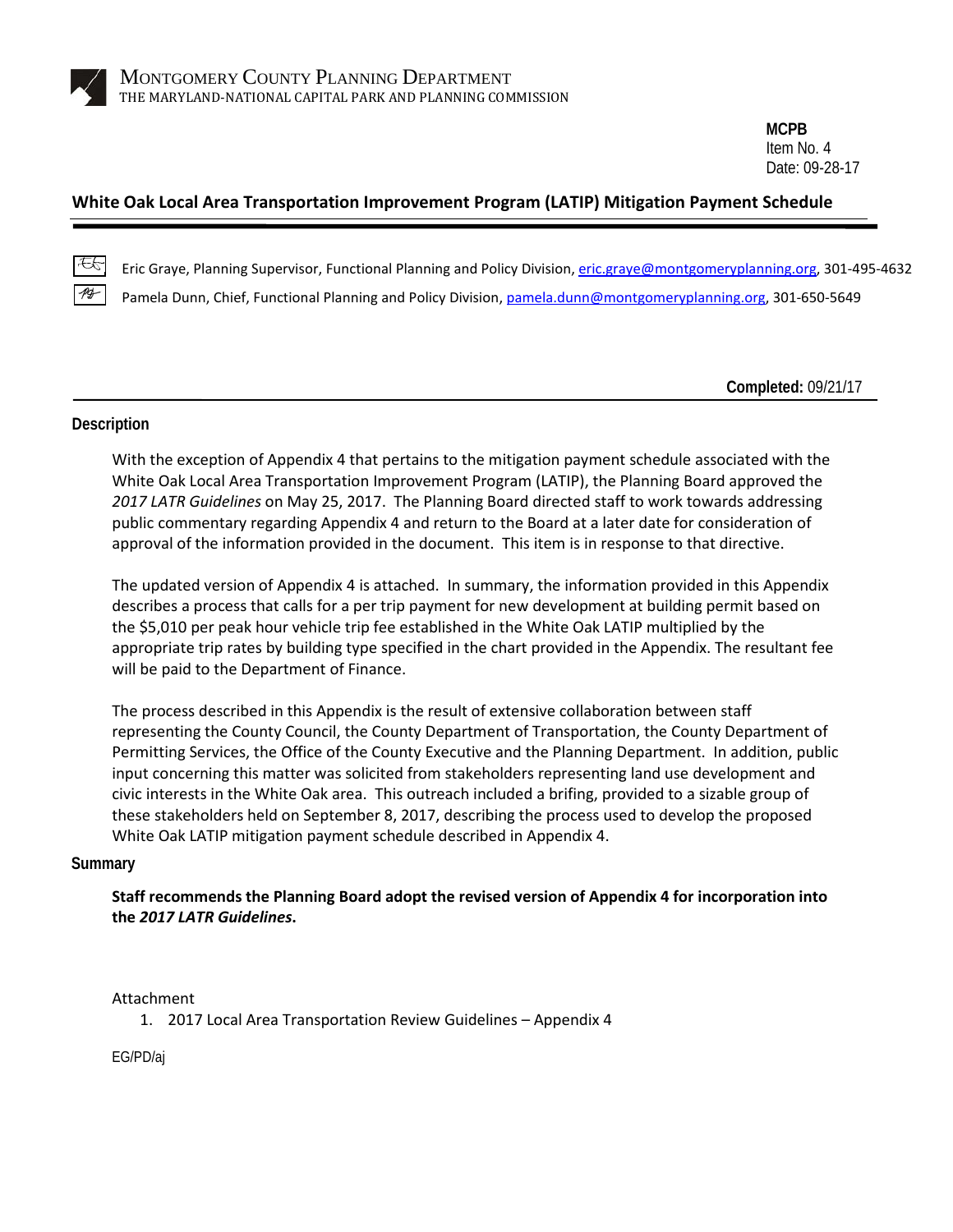MONTGOMERY COUNTY PLANNING DEPARTMENT
THE MARYLAND-NATIONAL CAPITAL PARK AND PLANNING COMMISSION

**MCPB**
Item No. 4
Date: 09-28-17

# White Oak Local Area Transportation Improvement Program (LATIP) Mitigation Payment Schedule

Eric Graye, Planning Supervisor, Functional Planning and Policy Division, eric.graye@montgomeryplanning.org, 301-495-4632

Pamela Dunn, Chief, Functional Planning and Policy Division, pamela.dunn@montgomeryplanning.org, 301-650-5649

**Completed:** 09/21/17

## Description

With the exception of Appendix 4 that pertains to the mitigation payment schedule associated with the White Oak Local Area Transportation Improvement Program (LATIP), the Planning Board approved the *2017 LATR Guidelines* on May 25, 2017. The Planning Board directed staff to work towards addressing public commentary regarding Appendix 4 and return to the Board at a later date for consideration of approval of the information provided in the document. This item is in response to that directive.

The updated version of Appendix 4 is attached. In summary, the information provided in this Appendix describes a process that calls for a per trip payment for new development at building permit based on the $5,010 per peak hour vehicle trip fee established in the White Oak LATIP multiplied by the appropriate trip rates by building type specified in the chart provided in the Appendix. The resultant fee will be paid to the Department of Finance.

The process described in this Appendix is the result of extensive collaboration between staff representing the County Council, the County Department of Transportation, the County Department of Permitting Services, the Office of the County Executive and the Planning Department. In addition, public input concerning this matter was solicited from stakeholders representing land use development and civic interests in the White Oak area. This outreach included a brifing, provided to a sizable group of these stakeholders held on September 8, 2017, describing the process used to develop the proposed White Oak LATIP mitigation payment schedule described in Appendix 4.

## Summary

**Staff recommends the Planning Board adopt the revised version of Appendix 4 for incorporation into the *2017 LATR Guidelines*.**

Attachment

1. 2017 Local Area Transportation Review Guidelines – Appendix 4

EG/PD/aj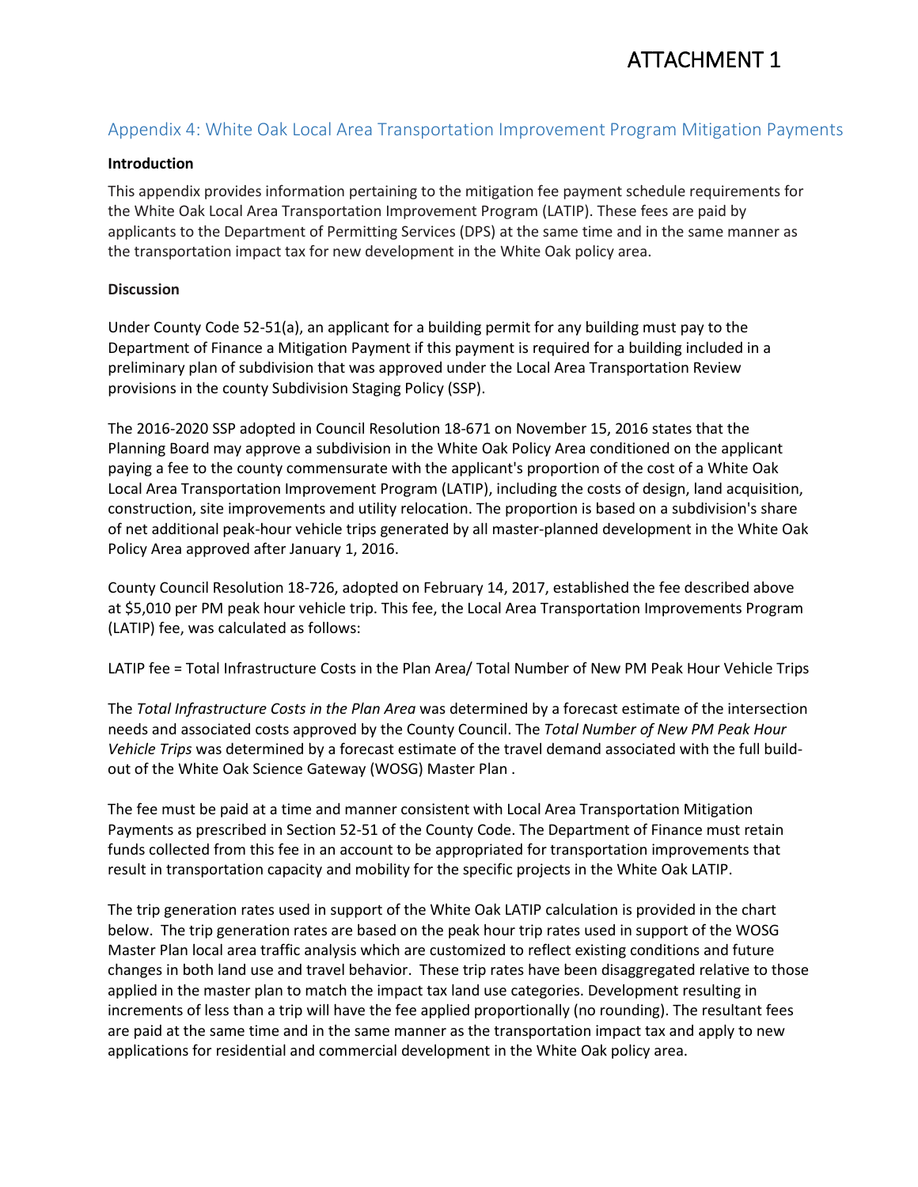# ATTACHMENT 1

## Appendix 4: White Oak Local Area Transportation Improvement Program Mitigation Payments

**Introduction**

This appendix provides information pertaining to the mitigation fee payment schedule requirements for the White Oak Local Area Transportation Improvement Program (LATIP). These fees are paid by applicants to the Department of Permitting Services (DPS) at the same time and in the same manner as the transportation impact tax for new development in the White Oak policy area.

**Discussion**

Under County Code 52-51(a), an applicant for a building permit for any building must pay to the Department of Finance a Mitigation Payment if this payment is required for a building included in a preliminary plan of subdivision that was approved under the Local Area Transportation Review provisions in the county Subdivision Staging Policy (SSP).

The 2016-2020 SSP adopted in Council Resolution 18-671 on November 15, 2016 states that the Planning Board may approve a subdivision in the White Oak Policy Area conditioned on the applicant paying a fee to the county commensurate with the applicant's proportion of the cost of a White Oak Local Area Transportation Improvement Program (LATIP), including the costs of design, land acquisition, construction, site improvements and utility relocation. The proportion is based on a subdivision's share of net additional peak-hour vehicle trips generated by all master-planned development in the White Oak Policy Area approved after January 1, 2016.

County Council Resolution 18-726, adopted on February 14, 2017, established the fee described above at $5,010 per PM peak hour vehicle trip. This fee, the Local Area Transportation Improvements Program (LATIP) fee, was calculated as follows:

LATIP fee = Total Infrastructure Costs in the Plan Area/ Total Number of New PM Peak Hour Vehicle Trips

The *Total Infrastructure Costs in the Plan Area* was determined by a forecast estimate of the intersection needs and associated costs approved by the County Council. The *Total Number of New PM Peak Hour Vehicle Trips* was determined by a forecast estimate of the travel demand associated with the full build-out of the White Oak Science Gateway (WOSG) Master Plan .

The fee must be paid at a time and manner consistent with Local Area Transportation Mitigation Payments as prescribed in Section 52-51 of the County Code. The Department of Finance must retain funds collected from this fee in an account to be appropriated for transportation improvements that result in transportation capacity and mobility for the specific projects in the White Oak LATIP.

The trip generation rates used in support of the White Oak LATIP calculation is provided in the chart below. The trip generation rates are based on the peak hour trip rates used in support of the WOSG Master Plan local area traffic analysis which are customized to reflect existing conditions and future changes in both land use and travel behavior. These trip rates have been disaggregated relative to those applied in the master plan to match the impact tax land use categories. Development resulting in increments of less than a trip will have the fee applied proportionally (no rounding). The resultant fees are paid at the same time and in the same manner as the transportation impact tax and apply to new applications for residential and commercial development in the White Oak policy area.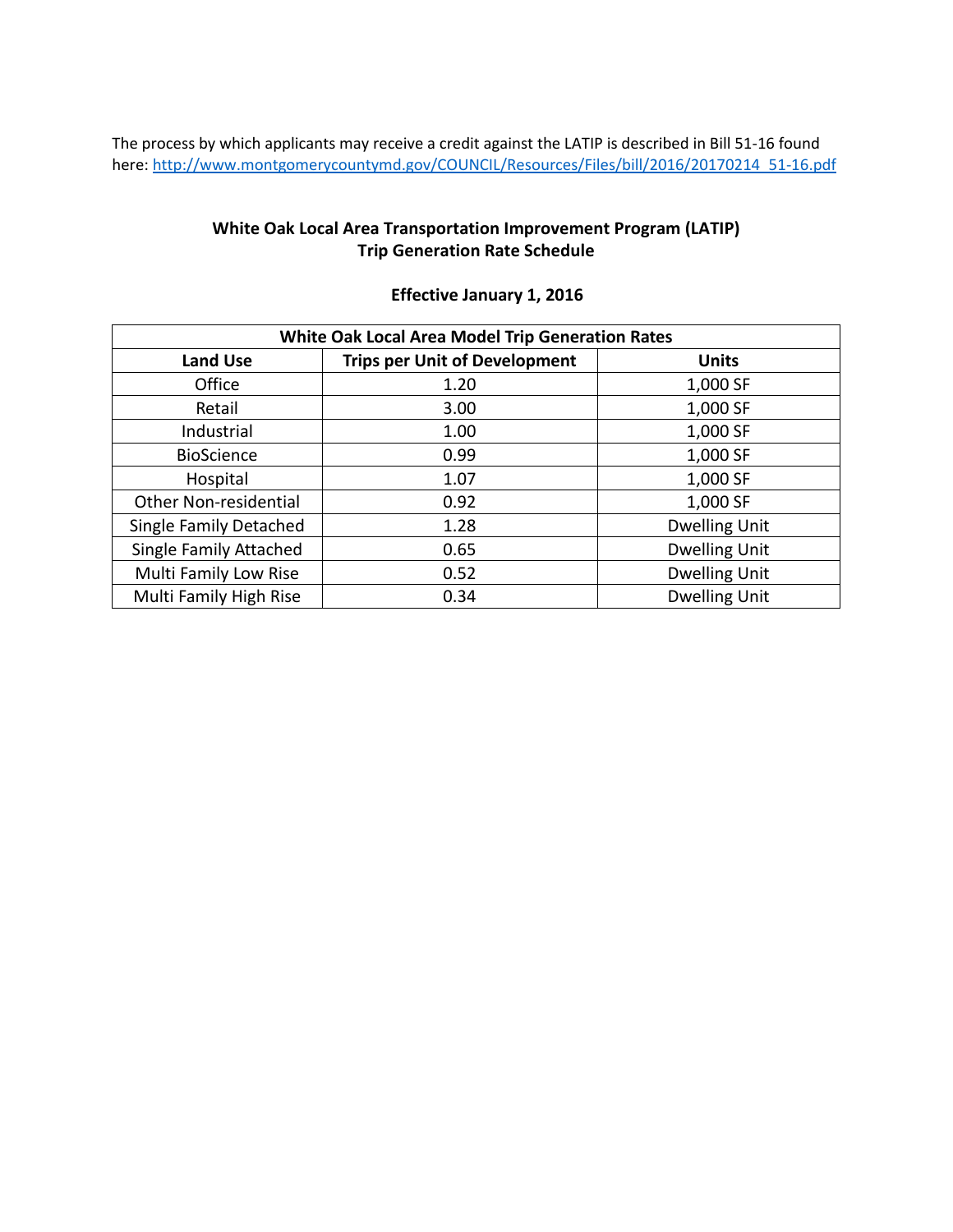The process by which applicants may receive a credit against the LATIP is described in Bill 51-16 found here: http://www.montgomerycountymd.gov/COUNCIL/Resources/Files/bill/2016/20170214_51-16.pdf

## White Oak Local Area Transportation Improvement Program (LATIP)
## Trip Generation Rate Schedule

### Effective January 1, 2016

| White Oak Local Area Model Trip Generation Rates | | |
|---|---|---|
| **Land Use** | **Trips per Unit of Development** | **Units** |
| Office | 1.20 | 1,000 SF |
| Retail | 3.00 | 1,000 SF |
| Industrial | 1.00 | 1,000 SF |
| BioScience | 0.99 | 1,000 SF |
| Hospital | 1.07 | 1,000 SF |
| Other Non-residential | 0.92 | 1,000 SF |
| Single Family Detached | 1.28 | Dwelling Unit |
| Single Family Attached | 0.65 | Dwelling Unit |
| Multi Family Low Rise | 0.52 | Dwelling Unit |
| Multi Family High Rise | 0.34 | Dwelling Unit |